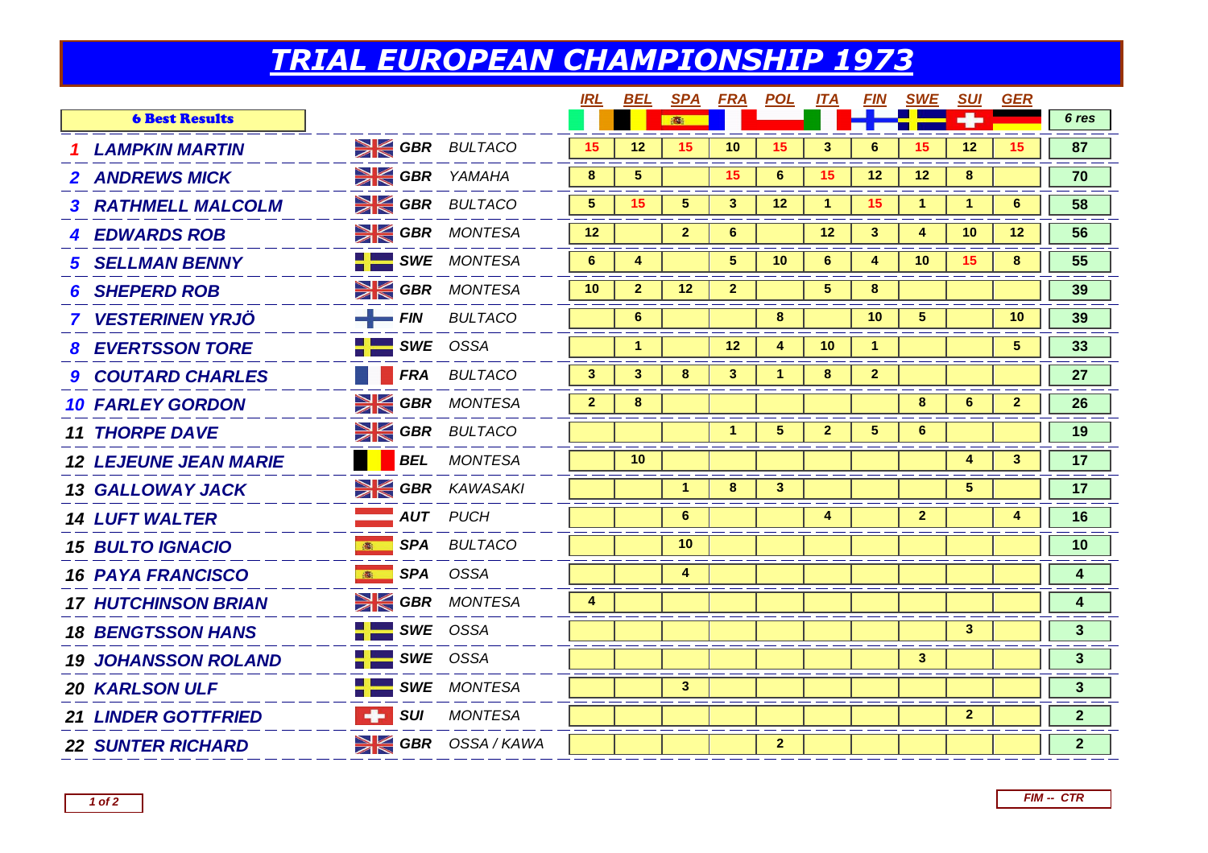# TRIAL EUROPEAN CHAMPIONSHIP 1973

| 6 Best Results | | | | IRL | BEL | SPA | FRA | POL | ITA | FIN | SWE | SUI | GER | 6 res |
|---|---|---|---|---|---|---|---|---|---|---|---|---|---|---|
| 1 | LAMPKIN MARTIN | GBR | BULTACO | 15 | 12 | 15 | 10 | 15 | 3 | 6 | 15 | 12 | 15 | 87 |
| 2 | ANDREWS MICK | GBR | YAMAHA | 8 | 5 | | 15 | 6 | 15 | 12 | 12 | 8 | | 70 |
| 3 | RATHMELL MALCOLM | GBR | BULTACO | 5 | 15 | 5 | 3 | 12 | 1 | 15 | 1 | 1 | 6 | 58 |
| 4 | EDWARDS ROB | GBR | MONTESA | 12 | | 2 | 6 | | 12 | 3 | 4 | 10 | 12 | 56 |
| 5 | SELLMAN BENNY | SWE | MONTESA | 6 | 4 | | 5 | 10 | 6 | 4 | 10 | 15 | 8 | 55 |
| 6 | SHEPERD ROB | GBR | MONTESA | 10 | 2 | 12 | 2 | | 5 | 8 | | | | 39 |
| 7 | VESTERINEN YRJÖ | FIN | BULTACO | | 6 | | | 8 | | 10 | 5 | | 10 | 39 |
| 8 | EVERTSSON TORE | SWE | OSSA | | 1 | | 12 | 4 | 10 | 1 | | | 5 | 33 |
| 9 | COUTARD CHARLES | FRA | BULTACO | 3 | 3 | 8 | 3 | 1 | 8 | 2 | | | | 27 |
| 10 | FARLEY GORDON | GBR | MONTESA | 2 | 8 | | | | | | 8 | 6 | 2 | 26 |
| 11 | THORPE DAVE | GBR | BULTACO | | | | 1 | 5 | 2 | 5 | 6 | | | 19 |
| 12 | LEJEUNE JEAN MARIE | BEL | MONTESA | | 10 | | | | | | | 4 | 3 | 17 |
| 13 | GALLOWAY JACK | GBR | KAWASAKI | | | 1 | 8 | 3 | | | | 5 | | 17 |
| 14 | LUFT WALTER | AUT | PUCH | | | 6 | | | 4 | | 2 | | 4 | 16 |
| 15 | BULTO IGNACIO | SPA | BULTACO | | | 10 | | | | | | | | 10 |
| 16 | PAYA FRANCISCO | SPA | OSSA | | | 4 | | | | | | | | 4 |
| 17 | HUTCHINSON BRIAN | GBR | MONTESA | 4 | | | | | | | | | | 4 |
| 18 | BENGTSSON HANS | SWE | OSSA | | | | | | | | | 3 | | 3 |
| 19 | JOHANSSON ROLAND | SWE | OSSA | | | | | | | | 3 | | | 3 |
| 20 | KARLSON ULF | SWE | MONTESA | | | 3 | | | | | | | | 3 |
| 21 | LINDER GOTTFRIED | SUI | MONTESA | | | | | | | | | 2 | | 2 |
| 22 | SUNTER RICHARD | GBR | OSSA / KAWA | | | | | 2 | | | | | | 2 |

FIM -- CTR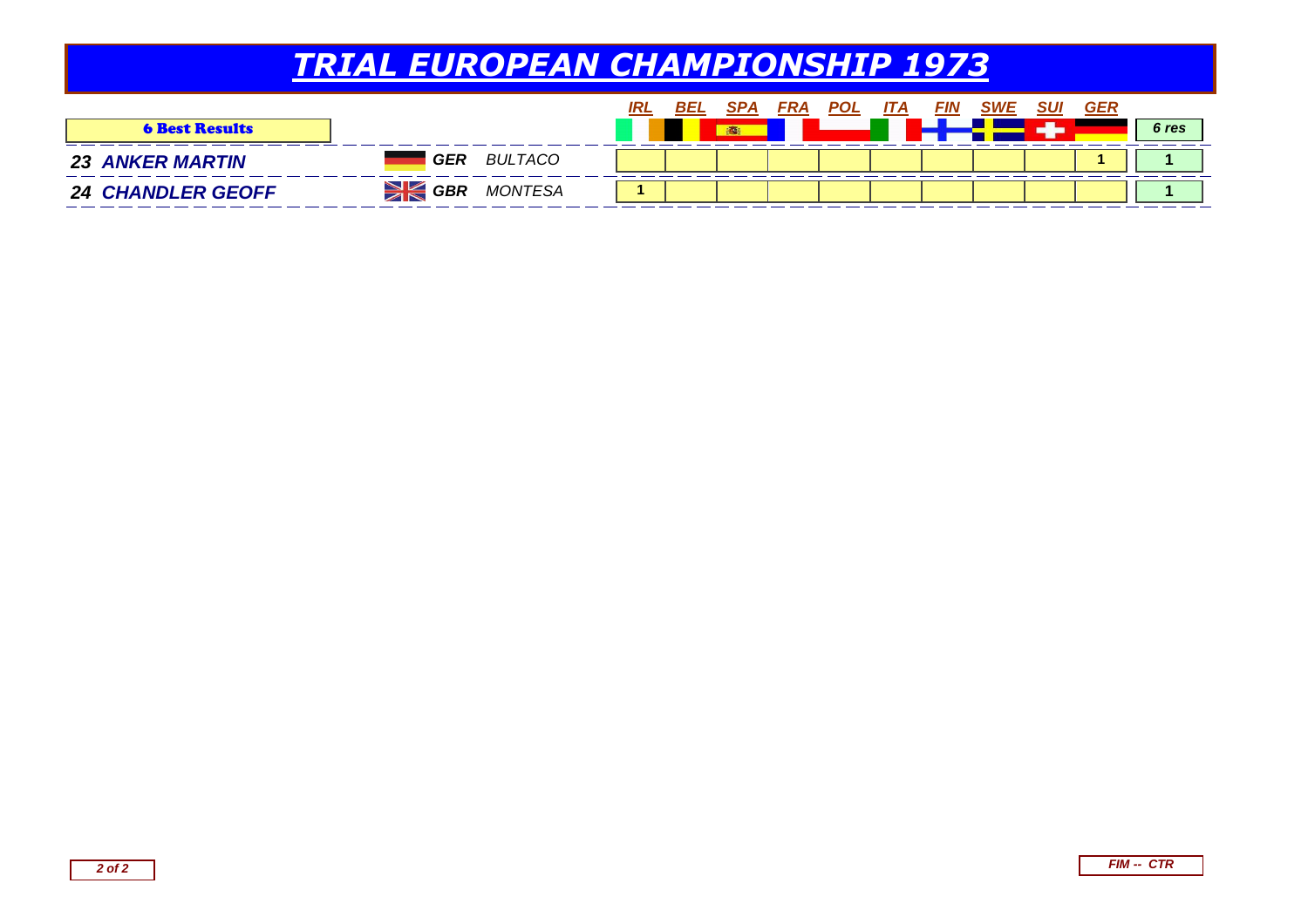# TRIAL EUROPEAN CHAMPIONSHIP 1973

| 6 Best Results | | | | IRL | BEL | SPA | FRA | POL | ITA | FIN | SWE | SUI | GER | 6 res |
|---|---|---|---|---|---|---|---|---|---|---|---|---|---|---|
| 23 | ANKER MARTIN | GER | BULTACO | | | | | | | | | | 1 | 1 |
| 24 | CHANDLER GEOFF | GBR | MONTESA | 1 | | | | | | | | | | 1 |

FIM -- CTR